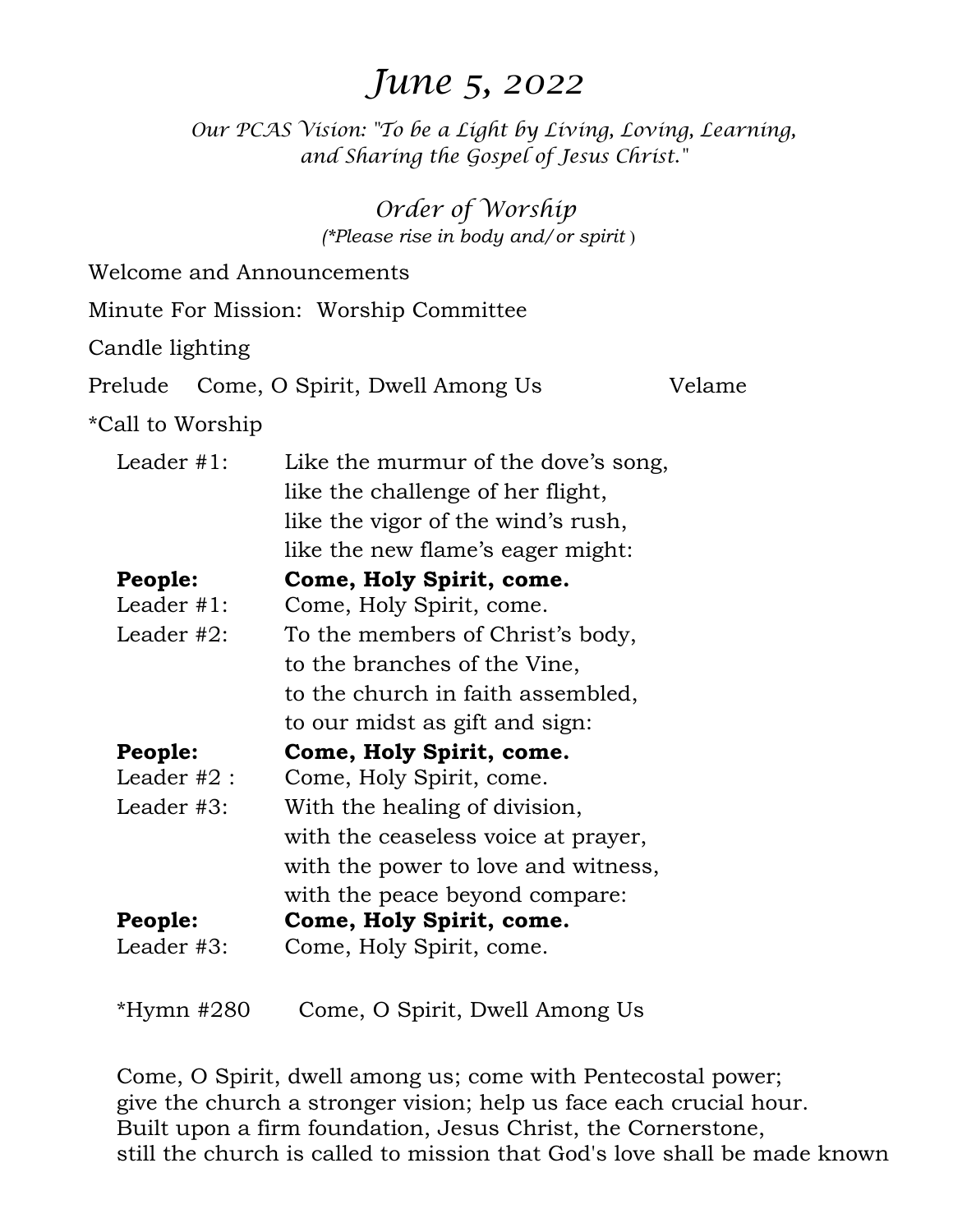# *June 5, 2022*

*Our PCAS Vision: "To be a Light by Living, Loving, Learning, and Sharing the Gospel of Jesus Christ."*

## *Order of Worship*

*(\*Please rise in body and/or spirit )*

Welcome and Announcements

Minute For Mission: Worship Committee

Candle lighting

Prelude Come, O Spirit, Dwell Among Us Velame

*Call to Worship

Leader #1: Like the murmur of the dove's song,
like the challenge of her flight,
like the vigor of the wind's rush,
like the new flame's eager might:

**People: Come, Holy Spirit, come.**

Leader #1: Come, Holy Spirit, come.

Leader #2: To the members of Christ's body,
to the branches of the Vine,
to the church in faith assembled,
to our midst as gift and sign:

**People: Come, Holy Spirit, come.**

Leader #2 : Come, Holy Spirit, come.

Leader #3: With the healing of division,
with the ceaseless voice at prayer,
with the power to love and witness,
with the peace beyond compare:

**People: Come, Holy Spirit, come.**

Leader #3: Come, Holy Spirit, come.

*Hymn #280 Come, O Spirit, Dwell Among Us

Come, O Spirit, dwell among us; come with Pentecostal power;
give the church a stronger vision; help us face each crucial hour.
Built upon a firm foundation, Jesus Christ, the Cornerstone,
still the church is called to mission that God's love shall be made known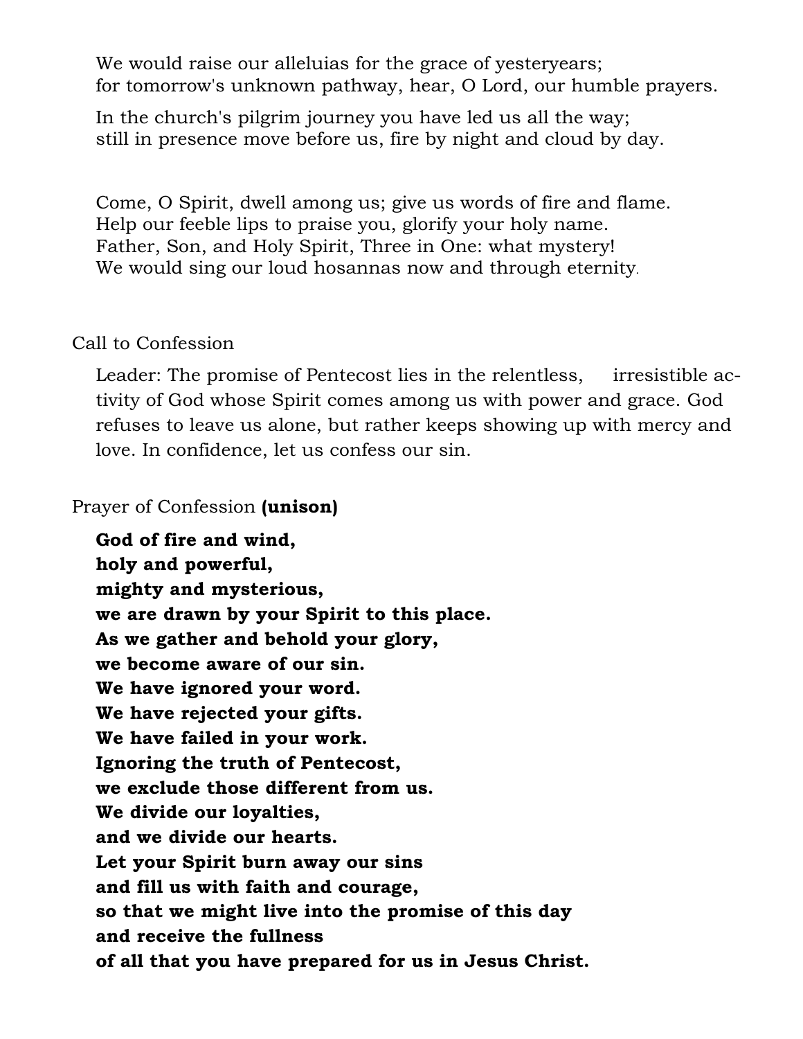We would raise our alleluias for the grace of yesteryears;
for tomorrow's unknown pathway, hear, O Lord, our humble prayers.

In the church's pilgrim journey you have led us all the way;
still in presence move before us, fire by night and cloud by day.

Come, O Spirit, dwell among us; give us words of fire and flame.
Help our feeble lips to praise you, glorify your holy name.
Father, Son, and Holy Spirit, Three in One: what mystery!
We would sing our loud hosannas now and through eternity.

Call to Confession

Leader: The promise of Pentecost lies in the relentless, irresistible activity of God whose Spirit comes among us with power and grace. God refuses to leave us alone, but rather keeps showing up with mercy and love. In confidence, let us confess our sin.

Prayer of Confession **(unison)**

**God of fire and wind,**
**holy and powerful,**
**mighty and mysterious,**
**we are drawn by your Spirit to this place.**
**As we gather and behold your glory,**
**we become aware of our sin.**
**We have ignored your word.**
**We have rejected your gifts.**
**We have failed in your work.**
**Ignoring the truth of Pentecost,**
**we exclude those different from us.**
**We divide our loyalties,**
**and we divide our hearts.**
**Let your Spirit burn away our sins**
**and fill us with faith and courage,**
**so that we might live into the promise of this day**
**and receive the fullness**
**of all that you have prepared for us in Jesus Christ.**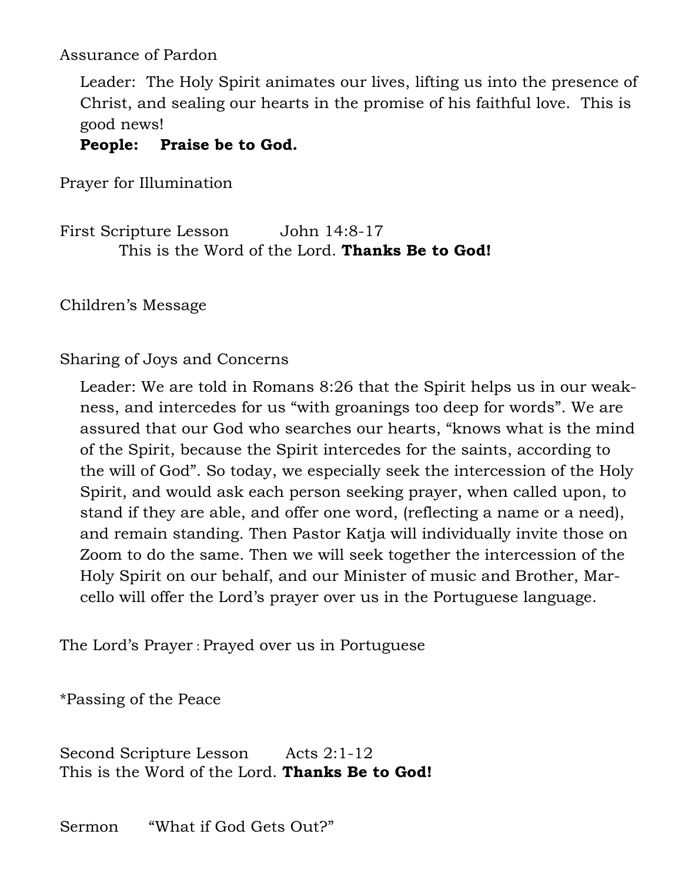Assurance of Pardon

Leader: The Holy Spirit animates our lives, lifting us into the presence of Christ, and sealing our hearts in the promise of his faithful love. This is good news!
**People: Praise be to God.**

Prayer for Illumination

First Scripture Lesson John 14:8-17
This is the Word of the Lord. **Thanks Be to God!**

Children's Message

Sharing of Joys and Concerns

Leader: We are told in Romans 8:26 that the Spirit helps us in our weakness, and intercedes for us "with groanings too deep for words". We are assured that our God who searches our hearts, "knows what is the mind of the Spirit, because the Spirit intercedes for the saints, according to the will of God". So today, we especially seek the intercession of the Holy Spirit, and would ask each person seeking prayer, when called upon, to stand if they are able, and offer one word, (reflecting a name or a need), and remain standing. Then Pastor Katja will individually invite those on Zoom to do the same. Then we will seek together the intercession of the Holy Spirit on our behalf, and our Minister of music and Brother, Marcello will offer the Lord's prayer over us in the Portuguese language.

The Lord's Prayer : Prayed over us in Portuguese

*Passing of the Peace

Second Scripture Lesson Acts 2:1-12
This is the Word of the Lord. **Thanks Be to God!**

Sermon "What if God Gets Out?"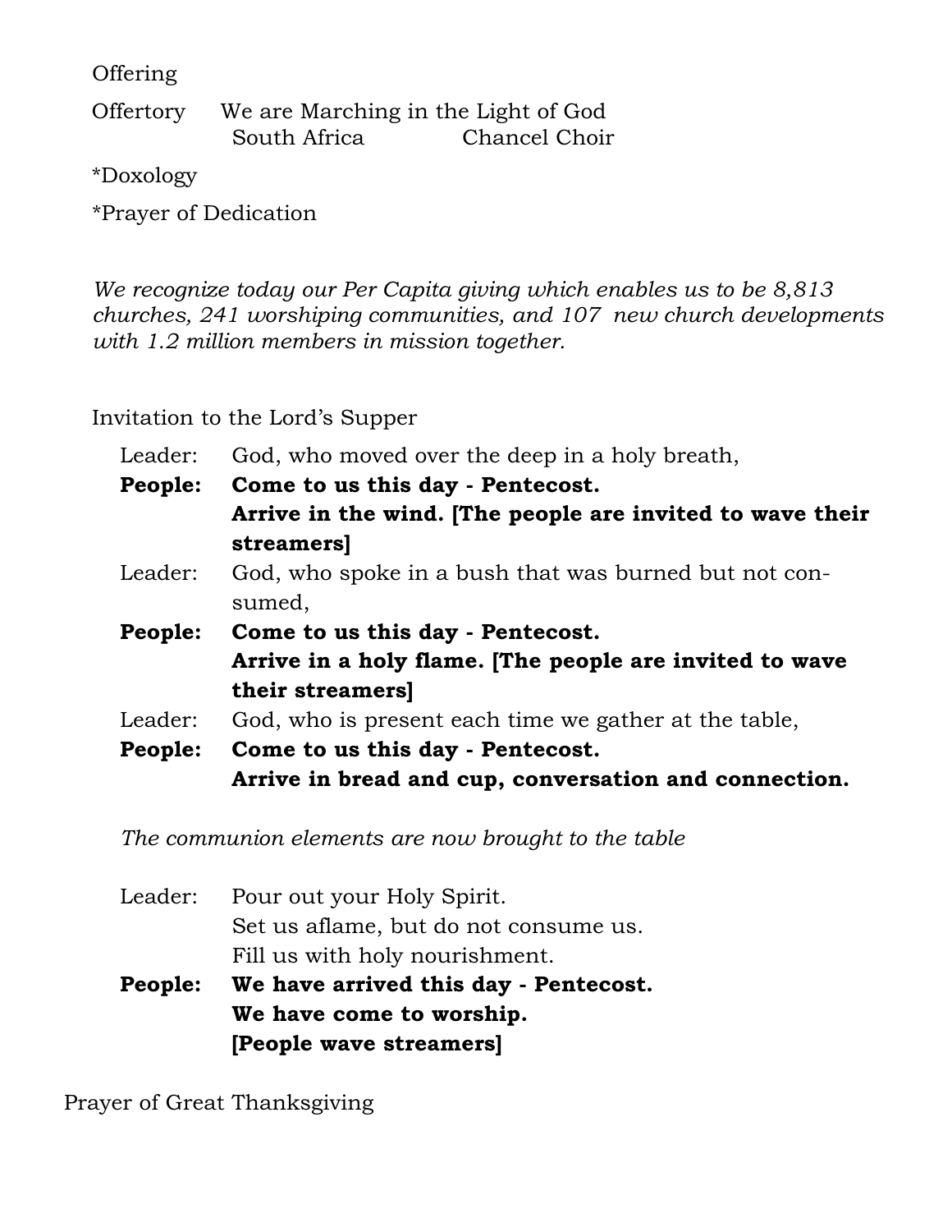Offering

Offertory  We are Marching in the Light of God
South Africa  Chancel Choir

*Doxology

*Prayer of Dedication

*We recognize today our Per Capita giving which enables us to be 8,813 churches, 241 worshiping communities, and 107 new church developments with 1.2 million members in mission together.*

Invitation to the Lord's Supper

Leader: God, who moved over the deep in a holy breath,

**People: Come to us this day - Pentecost.**
**Arrive in the wind. [The people are invited to wave their streamers]**

Leader: God, who spoke in a bush that was burned but not consumed,

**People: Come to us this day - Pentecost.**
**Arrive in a holy flame. [The people are invited to wave their streamers]**

Leader: God, who is present each time we gather at the table,

**People: Come to us this day - Pentecost.**
**Arrive in bread and cup, conversation and connection.**

*The communion elements are now brought to the table*

Leader: Pour out your Holy Spirit.
Set us aflame, but do not consume us.
Fill us with holy nourishment.

**People: We have arrived this day - Pentecost.**
**We have come to worship.**
**[People wave streamers]**

Prayer of Great Thanksgiving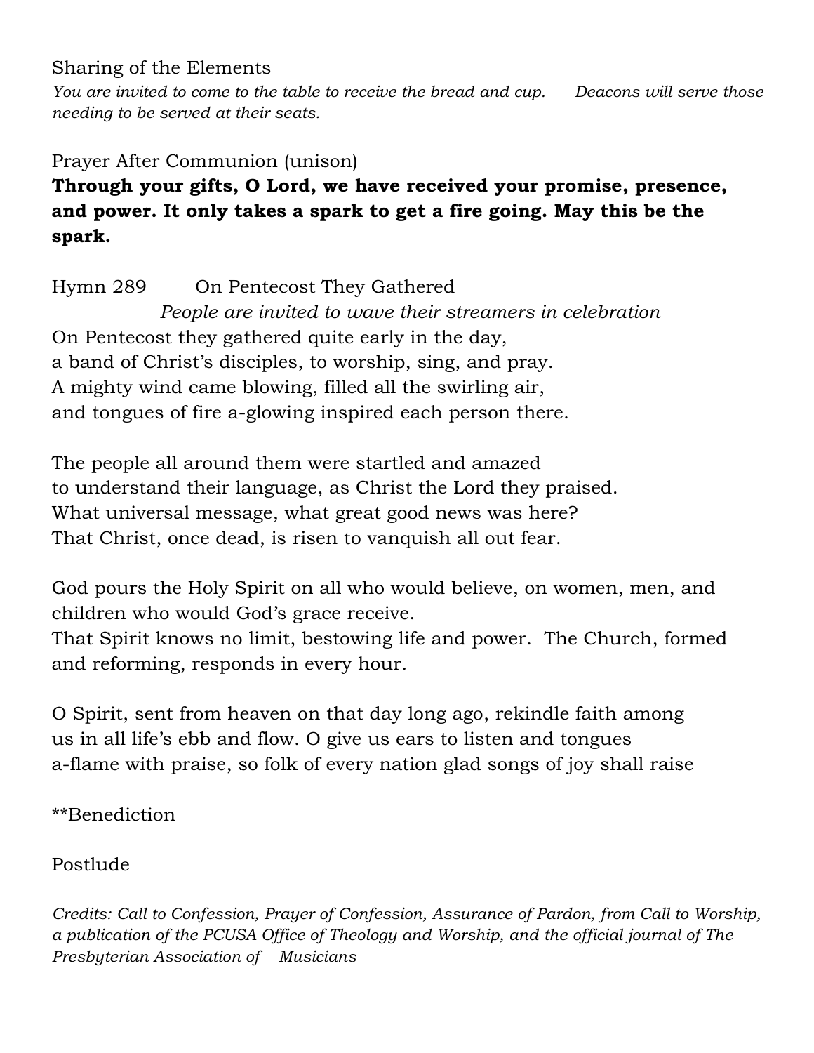Sharing of the Elements

*You are invited to come to the table to receive the bread and cup. Deacons will serve those needing to be served at their seats.*

Prayer After Communion (unison)

**Through your gifts, O Lord, we have received your promise, presence, and power. It only takes a spark to get a fire going. May this be the spark.**

Hymn 289 On Pentecost They Gathered

*People are invited to wave their streamers in celebration*

On Pentecost they gathered quite early in the day,
a band of Christ's disciples, to worship, sing, and pray.
A mighty wind came blowing, filled all the swirling air,
and tongues of fire a-glowing inspired each person there.

The people all around them were startled and amazed
to understand their language, as Christ the Lord they praised.
What universal message, what great good news was here?
That Christ, once dead, is risen to vanquish all out fear.

God pours the Holy Spirit on all who would believe, on women, men, and children who would God's grace receive.
That Spirit knows no limit, bestowing life and power. The Church, formed and reforming, responds in every hour.

O Spirit, sent from heaven on that day long ago, rekindle faith among
us in all life's ebb and flow. O give us ears to listen and tongues
a-flame with praise, so folk of every nation glad songs of joy shall raise

**Benediction

Postlude

*Credits: Call to Confession, Prayer of Confession, Assurance of Pardon, from Call to Worship, a publication of the PCUSA Office of Theology and Worship, and the official journal of The Presbyterian Association of Musicians*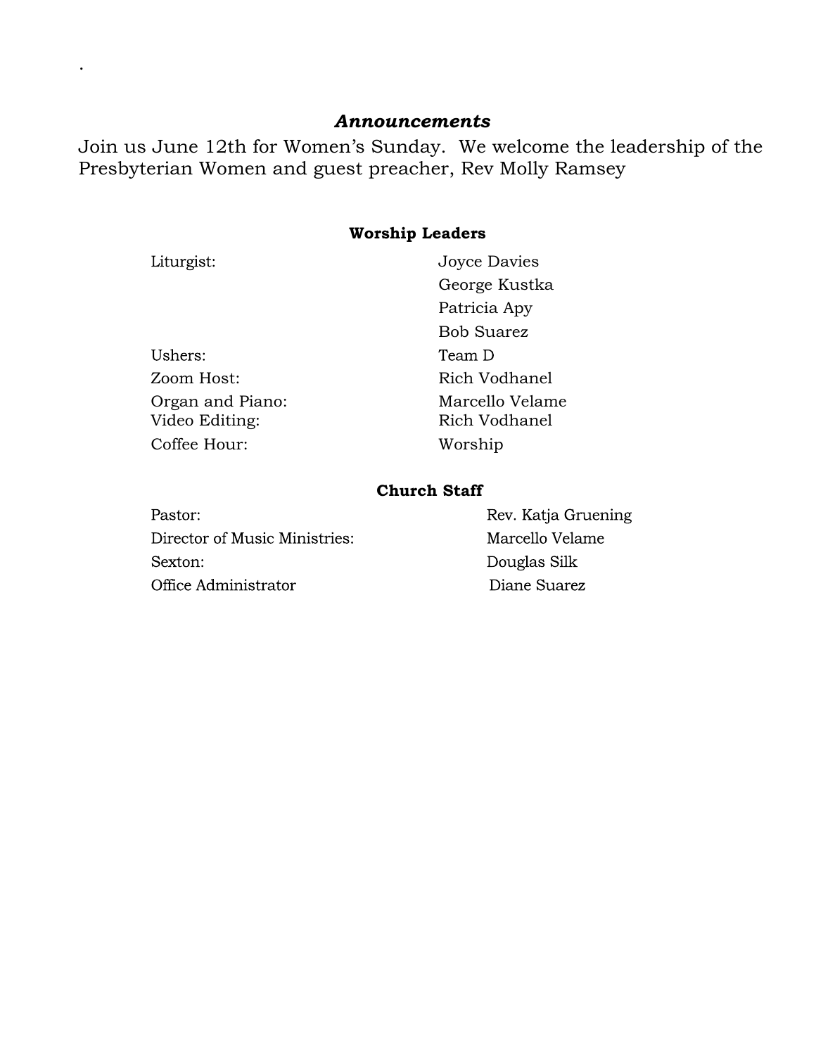.

### *Announcements*

Join us June 12th for Women's Sunday. We welcome the leadership of the Presbyterian Women and guest preacher, Rev Molly Ramsey

**Worship Leaders**

| | |
|---|---|
| Liturgist: | Joyce Davies |
| | George Kustka |
| | Patricia Apy |
| | Bob Suarez |
| Ushers: | Team D |
| Zoom Host: | Rich Vodhanel |
| Organ and Piano: | Marcello Velame |
| Video Editing: | Rich Vodhanel |
| Coffee Hour: | Worship |

**Church Staff**

| | |
|---|---|
| Pastor: | Rev. Katja Gruening |
| Director of Music Ministries: | Marcello Velame |
| Sexton: | Douglas Silk |
| Office Administrator | Diane Suarez |